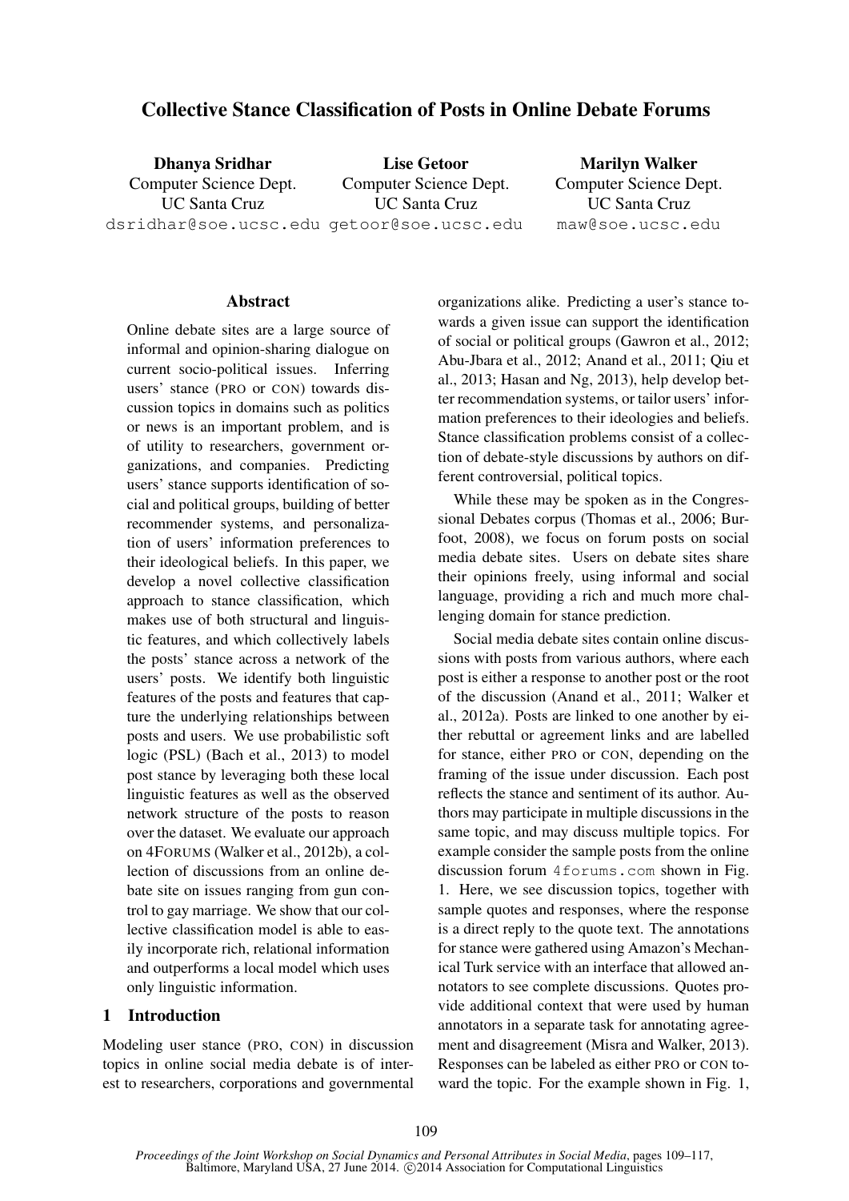# Collective Stance Classification of Posts in Online Debate Forums

**Dhanya Sridhar**
Computer Science Dept.
UC Santa Cruz
dsridhar@soe.ucsc.edu

**Lise Getoor**
Computer Science Dept.
UC Santa Cruz
getoor@soe.ucsc.edu

**Marilyn Walker**
Computer Science Dept.
UC Santa Cruz
maw@soe.ucsc.edu

## Abstract

Online debate sites are a large source of informal and opinion-sharing dialogue on current socio-political issues. Inferring users' stance (PRO or CON) towards discussion topics in domains such as politics or news is an important problem, and is of utility to researchers, government organizations, and companies. Predicting users' stance supports identification of social and political groups, building of better recommender systems, and personalization of users' information preferences to their ideological beliefs. In this paper, we develop a novel collective classification approach to stance classification, which makes use of both structural and linguistic features, and which collectively labels the posts' stance across a network of the users' posts. We identify both linguistic features of the posts and features that capture the underlying relationships between posts and users. We use probabilistic soft logic (PSL) (Bach et al., 2013) to model post stance by leveraging both these local linguistic features as well as the observed network structure of the posts to reason over the dataset. We evaluate our approach on 4FORUMS (Walker et al., 2012b), a collection of discussions from an online debate site on issues ranging from gun control to gay marriage. We show that our collective classification model is able to easily incorporate rich, relational information and outperforms a local model which uses only linguistic information.

## 1 Introduction

Modeling user stance (PRO, CON) in discussion topics in online social media debate is of interest to researchers, corporations and governmental organizations alike. Predicting a user's stance towards a given issue can support the identification of social or political groups (Gawron et al., 2012; Abu-Jbara et al., 2012; Anand et al., 2011; Qiu et al., 2013; Hasan and Ng, 2013), help develop better recommendation systems, or tailor users' information preferences to their ideologies and beliefs. Stance classification problems consist of a collection of debate-style discussions by authors on different controversial, political topics.

While these may be spoken as in the Congressional Debates corpus (Thomas et al., 2006; Burfoot, 2008), we focus on forum posts on social media debate sites. Users on debate sites share their opinions freely, using informal and social language, providing a rich and much more challenging domain for stance prediction.

Social media debate sites contain online discussions with posts from various authors, where each post is either a response to another post or the root of the discussion (Anand et al., 2011; Walker et al., 2012a). Posts are linked to one another by either rebuttal or agreement links and are labelled for stance, either PRO or CON, depending on the framing of the issue under discussion. Each post reflects the stance and sentiment of its author. Authors may participate in multiple discussions in the same topic, and may discuss multiple topics. For example consider the sample posts from the online discussion forum 4forums.com shown in Fig. 1. Here, we see discussion topics, together with sample quotes and responses, where the response is a direct reply to the quote text. The annotations for stance were gathered using Amazon's Mechanical Turk service with an interface that allowed annotators to see complete discussions. Quotes provide additional context that were used by human annotators in a separate task for annotating agreement and disagreement (Misra and Walker, 2013). Responses can be labeled as either PRO or CON toward the topic. For the example shown in Fig. 1,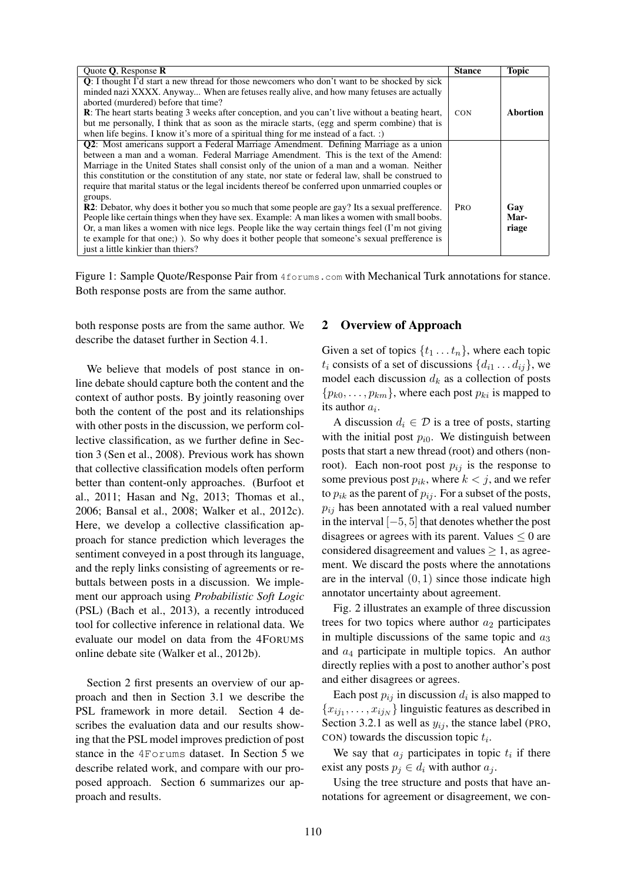| Quote **Q**, Response **R** | **Stance** | **Topic** |
|---|---|---|
| **Q**: I thought I'd start a new thread for those newcomers who don't want to be shocked by sick minded nazi XXXX. Anyway... When are fetuses really alive, and how many fetuses are actually aborted (murdered) before that time?<br>**R**: The heart starts beating 3 weeks after conception, and you can't live without a beating heart, but me personally, I think that as soon as the miracle starts, (egg and sperm combine) that is when life begins. I know it's more of a spiritual thing for me instead of a fact. :) | CON | **Abortion** |
| **Q2**: Most americans support a Federal Marriage Amendment. Defining Marriage as a union between a man and a woman. Federal Marriage Amendment. This is the text of the Amend: Marriage in the United States shall consist only of the union of a man and a woman. Neither this constitution or the constitution of any state, nor state or federal law, shall be construed to require that marital status or the legal incidents thereof be conferred upon unmarried couples or groups.<br>**R2**: Debator, why does it bother you so much that some people are gay? Its a sexual prefference. People like certain things when they have sex. Example: A man likes a women with small boobs. Or, a man likes a women with nice legs. People like the way certain things feel (I'm not giving te example for that one;) ). So why does it bother people that someone's sexual prefference is just a little kinkier than thiers? | PRO | **Gay Marriage** |

Figure 1: Sample Quote/Response Pair from `4forums.com` with Mechanical Turk annotations for stance. Both response posts are from the same author.

both response posts are from the same author. We describe the dataset further in Section 4.1.

We believe that models of post stance in online debate should capture both the content and the context of author posts. By jointly reasoning over both the content of the post and its relationships with other posts in the discussion, we perform collective classification, as we further define in Section 3 (Sen et al., 2008). Previous work has shown that collective classification models often perform better than content-only approaches. (Burfoot et al., 2011; Hasan and Ng, 2013; Thomas et al., 2006; Bansal et al., 2008; Walker et al., 2012c). Here, we develop a collective classification approach for stance prediction which leverages the sentiment conveyed in a post through its language, and the reply links consisting of agreements or rebuttals between posts in a discussion. We implement our approach using *Probabilistic Soft Logic* (PSL) (Bach et al., 2013), a recently introduced tool for collective inference in relational data. We evaluate our model on data from the 4FORUMS online debate site (Walker et al., 2012b).

Section 2 first presents an overview of our approach and then in Section 3.1 we describe the PSL framework in more detail. Section 4 describes the evaluation data and our results showing that the PSL model improves prediction of post stance in the `4Forums` dataset. In Section 5 we describe related work, and compare with our proposed approach. Section 6 summarizes our approach and results.

## 2 Overview of Approach

Given a set of topics $\{t_1 \dots t_n\}$, where each topic $t_i$ consists of a set of discussions $\{d_{i1} \dots d_{ij}\}$, we model each discussion $d_k$ as a collection of posts $\{p_{k0}, \dots, p_{km}\}$, where each post $p_{ki}$ is mapped to its author $a_i$.

A discussion $d_i \in \mathcal{D}$ is a tree of posts, starting with the initial post $p_{i0}$. We distinguish between posts that start a new thread (root) and others (non-root). Each non-root post $p_{ij}$ is the response to some previous post $p_{ik}$, where $k < j$, and we refer to $p_{ik}$ as the parent of $p_{ij}$. For a subset of the posts, $p_{ij}$ has been annotated with a real valued number in the interval $[-5, 5]$ that denotes whether the post disagrees or agrees with its parent. Values $\leq 0$ are considered disagreement and values $\geq 1$, as agreement. We discard the posts where the annotations are in the interval $(0, 1)$ since those indicate high annotator uncertainty about agreement.

Fig. 2 illustrates an example of three discussion trees for two topics where author $a_2$ participates in multiple discussions of the same topic and $a_3$ and $a_4$ participate in multiple topics. An author directly replies with a post to another author's post and either disagrees or agrees.

Each post $p_{ij}$ in discussion $d_i$ is also mapped to $\{x_{ij_1}, \dots, x_{ij_N}\}$ linguistic features as described in Section 3.2.1 as well as $y_{ij}$, the stance label (PRO, CON) towards the discussion topic $t_i$.

We say that $a_j$ participates in topic $t_i$ if there exist any posts $p_j \in d_i$ with author $a_j$.

Using the tree structure and posts that have annotations for agreement or disagreement, we con-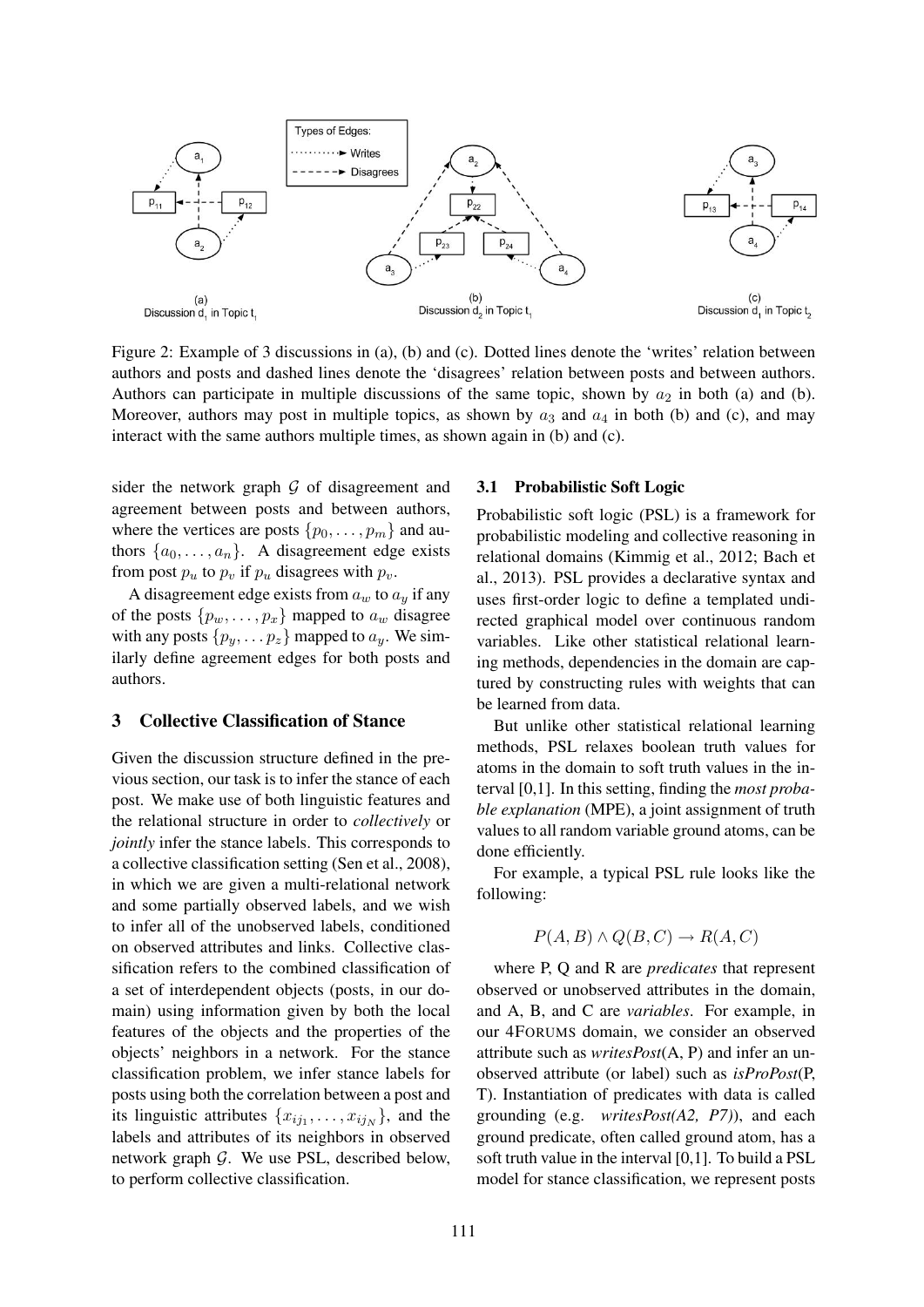Figure 2: Example of 3 discussions in (a), (b) and (c). Dotted lines denote the 'writes' relation between authors and posts and dashed lines denote the 'disagrees' relation between posts and between authors. Authors can participate in multiple discussions of the same topic, shown by $a_2$ in both (a) and (b). Moreover, authors may post in multiple topics, as shown by $a_3$ and $a_4$ in both (b) and (c), and may interact with the same authors multiple times, as shown again in (b) and (c).

sider the network graph $\mathcal{G}$ of disagreement and agreement between posts and between authors, where the vertices are posts $\{p_0, \ldots, p_m\}$ and authors $\{a_0, \ldots, a_n\}$. A disagreement edge exists from post $p_u$ to $p_v$ if $p_u$ disagrees with $p_v$.

A disagreement edge exists from $a_w$ to $a_y$ if any of the posts $\{p_w, \ldots, p_x\}$ mapped to $a_w$ disagree with any posts $\{p_y, \ldots p_z\}$ mapped to $a_y$. We similarly define agreement edges for both posts and authors.

## 3 Collective Classification of Stance

Given the discussion structure defined in the previous section, our task is to infer the stance of each post. We make use of both linguistic features and the relational structure in order to *collectively* or *jointly* infer the stance labels. This corresponds to a collective classification setting (Sen et al., 2008), in which we are given a multi-relational network and some partially observed labels, and we wish to infer all of the unobserved labels, conditioned on observed attributes and links. Collective classification refers to the combined classification of a set of interdependent objects (posts, in our domain) using information given by both the local features of the objects and the properties of the objects' neighbors in a network. For the stance classification problem, we infer stance labels for posts using both the correlation between a post and its linguistic attributes $\{x_{ij_1}, \ldots, x_{ij_N}\}$, and the labels and attributes of its neighbors in observed network graph $\mathcal{G}$. We use PSL, described below, to perform collective classification.

### 3.1 Probabilistic Soft Logic

Probabilistic soft logic (PSL) is a framework for probabilistic modeling and collective reasoning in relational domains (Kimmig et al., 2012; Bach et al., 2013). PSL provides a declarative syntax and uses first-order logic to define a templated undirected graphical model over continuous random variables. Like other statistical relational learning methods, dependencies in the domain are captured by constructing rules with weights that can be learned from data.

But unlike other statistical relational learning methods, PSL relaxes boolean truth values for atoms in the domain to soft truth values in the interval [0,1]. In this setting, finding the *most probable explanation* (MPE), a joint assignment of truth values to all random variable ground atoms, can be done efficiently.

For example, a typical PSL rule looks like the following:

$$P(A, B) \wedge Q(B, C) \rightarrow R(A, C)$$

where P, Q and R are *predicates* that represent observed or unobserved attributes in the domain, and A, B, and C are *variables*. For example, in our 4FORUMS domain, we consider an observed attribute such as *writesPost*(A, P) and infer an unobserved attribute (or label) such as *isProPost*(P, T). Instantiation of predicates with data is called grounding (e.g. *writesPost(A2, P7)*), and each ground predicate, often called ground atom, has a soft truth value in the interval [0,1]. To build a PSL model for stance classification, we represent posts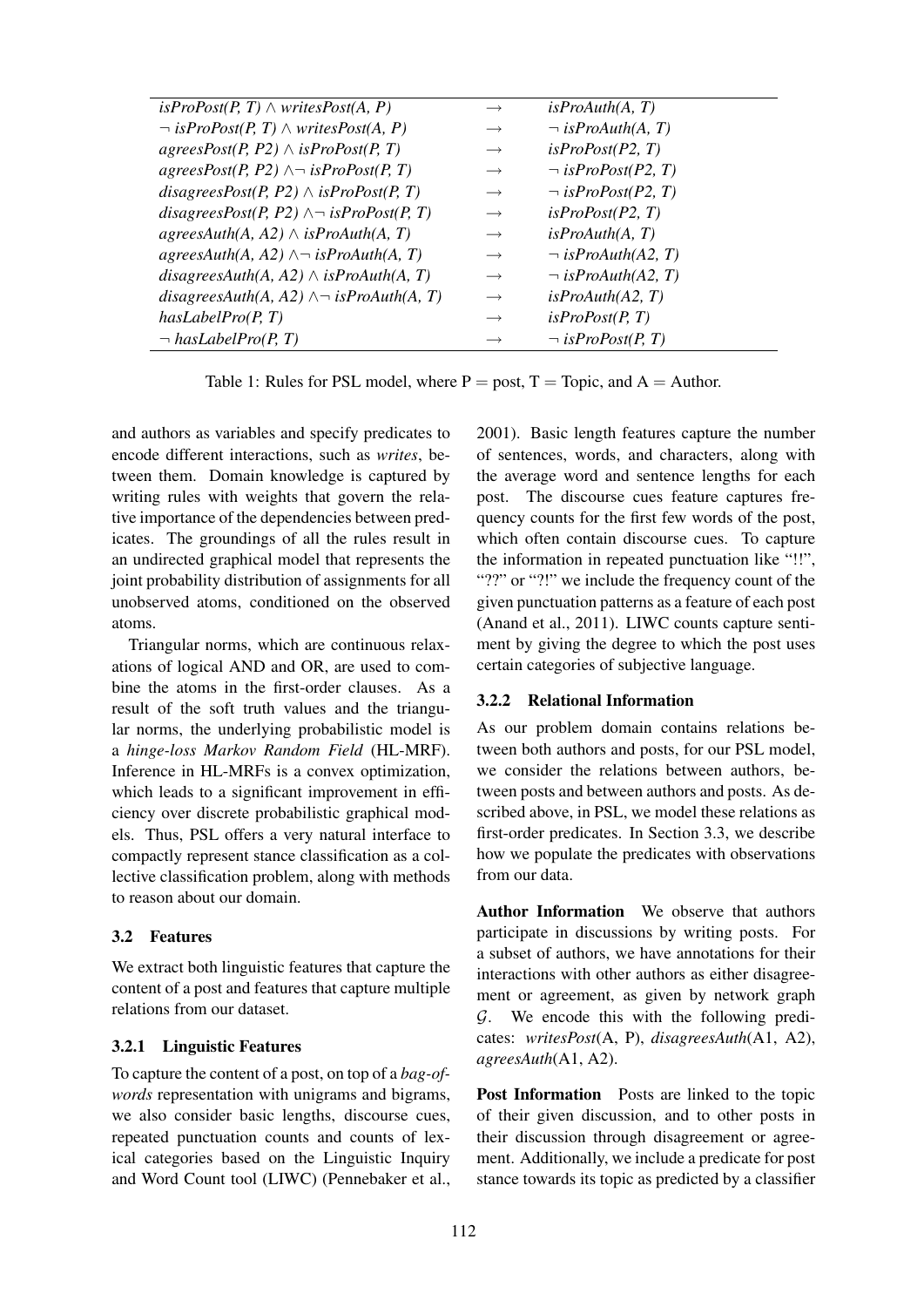| | | |
|---|---|---|
| *isProPost(P, T)* $\wedge$ *writesPost(A, P)* | $\rightarrow$ | *isProAuth(A, T)* |
| $\neg$ *isProPost(P, T)* $\wedge$ *writesPost(A, P)* | $\rightarrow$ | $\neg$ *isProAuth(A, T)* |
| *agreesPost(P, P2)* $\wedge$ *isProPost(P, T)* | $\rightarrow$ | *isProPost(P2, T)* |
| *agreesPost(P, P2)* $\wedge\neg$ *isProPost(P, T)* | $\rightarrow$ | $\neg$ *isProPost(P2, T)* |
| *disagreesPost(P, P2)* $\wedge$ *isProPost(P, T)* | $\rightarrow$ | $\neg$ *isProPost(P2, T)* |
| *disagreesPost(P, P2)* $\wedge\neg$ *isProPost(P, T)* | $\rightarrow$ | *isProPost(P2, T)* |
| *agreesAuth(A, A2)* $\wedge$ *isProAuth(A, T)* | $\rightarrow$ | *isProAuth(A, T)* |
| *agreesAuth(A, A2)* $\wedge\neg$ *isProAuth(A, T)* | $\rightarrow$ | $\neg$ *isProAuth(A2, T)* |
| *disagreesAuth(A, A2)* $\wedge$ *isProAuth(A, T)* | $\rightarrow$ | $\neg$ *isProAuth(A2, T)* |
| *disagreesAuth(A, A2)* $\wedge\neg$ *isProAuth(A, T)* | $\rightarrow$ | *isProAuth(A2, T)* |
| *hasLabelPro(P, T)* | $\rightarrow$ | *isProPost(P, T)* |
| $\neg$ *hasLabelPro(P, T)* | $\rightarrow$ | $\neg$ *isProPost(P, T)* |

Table 1: Rules for PSL model, where P = post, T = Topic, and A = Author.

and authors as variables and specify predicates to encode different interactions, such as *writes*, between them. Domain knowledge is captured by writing rules with weights that govern the relative importance of the dependencies between predicates. The groundings of all the rules result in an undirected graphical model that represents the joint probability distribution of assignments for all unobserved atoms, conditioned on the observed atoms.

Triangular norms, which are continuous relaxations of logical AND and OR, are used to combine the atoms in the first-order clauses. As a result of the soft truth values and the triangular norms, the underlying probabilistic model is a *hinge-loss Markov Random Field* (HL-MRF). Inference in HL-MRFs is a convex optimization, which leads to a significant improvement in efficiency over discrete probabilistic graphical models. Thus, PSL offers a very natural interface to compactly represent stance classification as a collective classification problem, along with methods to reason about our domain.

### 3.2 Features

We extract both linguistic features that capture the content of a post and features that capture multiple relations from our dataset.

#### 3.2.1 Linguistic Features

To capture the content of a post, on top of a *bag-of-words* representation with unigrams and bigrams, we also consider basic lengths, discourse cues, repeated punctuation counts and counts of lexical categories based on the Linguistic Inquiry and Word Count tool (LIWC) (Pennebaker et al., 2001). Basic length features capture the number of sentences, words, and characters, along with the average word and sentence lengths for each post. The discourse cues feature captures frequency counts for the first few words of the post, which often contain discourse cues. To capture the information in repeated punctuation like "!!", "??" or "?!" we include the frequency count of the given punctuation patterns as a feature of each post (Anand et al., 2011). LIWC counts capture sentiment by giving the degree to which the post uses certain categories of subjective language.

#### 3.2.2 Relational Information

As our problem domain contains relations between both authors and posts, for our PSL model, we consider the relations between authors, between posts and between authors and posts. As described above, in PSL, we model these relations as first-order predicates. In Section 3.3, we describe how we populate the predicates with observations from our data.

**Author Information** We observe that authors participate in discussions by writing posts. For a subset of authors, we have annotations for their interactions with other authors as either disagreement or agreement, as given by network graph $\mathcal{G}$. We encode this with the following predicates: *writesPost*(A, P), *disagreesAuth*(A1, A2), *agreesAuth*(A1, A2).

**Post Information** Posts are linked to the topic of their given discussion, and to other posts in their discussion through disagreement or agreement. Additionally, we include a predicate for post stance towards its topic as predicted by a classifier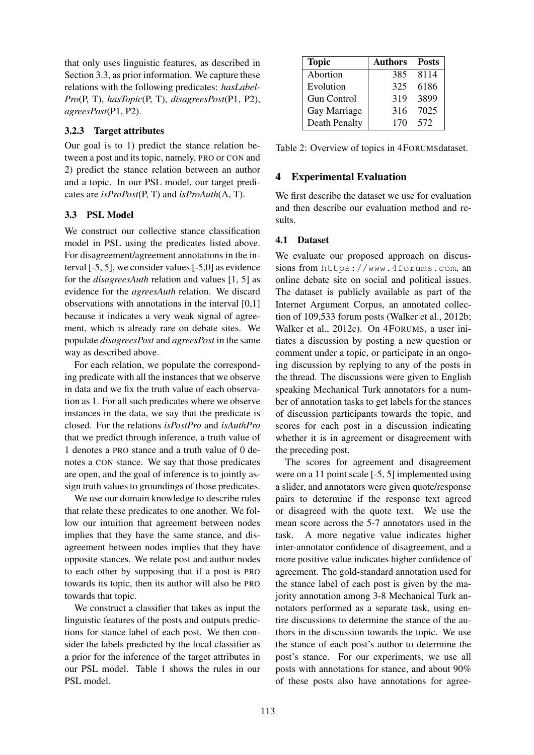that only uses linguistic features, as described in Section 3.3, as prior information. We capture these relations with the following predicates: *hasLabelPro*(P, T), *hasTopic*(P, T), *disagreesPost*(P1, P2), *agreesPost*(P1, P2).

#### 3.2.3 Target attributes

Our goal is to 1) predict the stance relation between a post and its topic, namely, PRO or CON and 2) predict the stance relation between an author and a topic. In our PSL model, our target predicates are *isProPost*(P, T) and *isProAuth*(A, T).

### 3.3 PSL Model

We construct our collective stance classification model in PSL using the predicates listed above. For disagreement/agreement annotations in the interval [-5, 5], we consider values [-5,0] as evidence for the *disagreesAuth* relation and values [1, 5] as evidence for the *agreesAuth* relation. We discard observations with annotations in the interval [0,1] because it indicates a very weak signal of agreement, which is already rare on debate sites. We populate *disagreesPost* and *agreesPost* in the same way as described above.

For each relation, we populate the corresponding predicate with all the instances that we observe in data and we fix the truth value of each observation as 1. For all such predicates where we observe instances in the data, we say that the predicate is closed. For the relations *isPostPro* and *isAuthPro* that we predict through inference, a truth value of 1 denotes a PRO stance and a truth value of 0 denotes a CON stance. We say that those predicates are open, and the goal of inference is to jointly assign truth values to groundings of those predicates.

We use our domain knowledge to describe rules that relate these predicates to one another. We follow our intuition that agreement between nodes implies that they have the same stance, and disagreement between nodes implies that they have opposite stances. We relate post and author nodes to each other by supposing that if a post is PRO towards its topic, then its author will also be PRO towards that topic.

We construct a classifier that takes as input the linguistic features of the posts and outputs predictions for stance label of each post. We then consider the labels predicted by the local classifier as a prior for the inference of the target attributes in our PSL model. Table 1 shows the rules in our PSL model.

| Topic | Authors | Posts |
|---|---|---|
| Abortion | 385 | 8114 |
| Evolution | 325 | 6186 |
| Gun Control | 319 | 3899 |
| Gay Marriage | 316 | 7025 |
| Death Penalty | 170 | 572 |

Table 2: Overview of topics in 4FORUMSdataset.

## 4 Experimental Evaluation

We first describe the dataset we use for evaluation and then describe our evaluation method and results.

### 4.1 Dataset

We evaluate our proposed approach on discussions from `https://www.4forums.com`, an online debate site on social and political issues. The dataset is publicly available as part of the Internet Argument Corpus, an annotated collection of 109,533 forum posts (Walker et al., 2012b; Walker et al., 2012c). On 4FORUMS, a user initiates a discussion by posting a new question or comment under a topic, or participate in an ongoing discussion by replying to any of the posts in the thread. The discussions were given to English speaking Mechanical Turk annotators for a number of annotation tasks to get labels for the stances of discussion participants towards the topic, and scores for each post in a discussion indicating whether it is in agreement or disagreement with the preceding post.

The scores for agreement and disagreement were on a 11 point scale [-5, 5] implemented using a slider, and annotators were given quote/response pairs to determine if the response text agreed or disagreed with the quote text. We use the mean score across the 5-7 annotators used in the task. A more negative value indicates higher inter-annotator confidence of disagreement, and a more positive value indicates higher confidence of agreement. The gold-standard annotation used for the stance label of each post is given by the majority annotation among 3-8 Mechanical Turk annotators performed as a separate task, using entire discussions to determine the stance of the authors in the discussion towards the topic. We use the stance of each post's author to determine the post's stance. For our experiments, we use all posts with annotations for stance, and about 90% of these posts also have annotations for agree-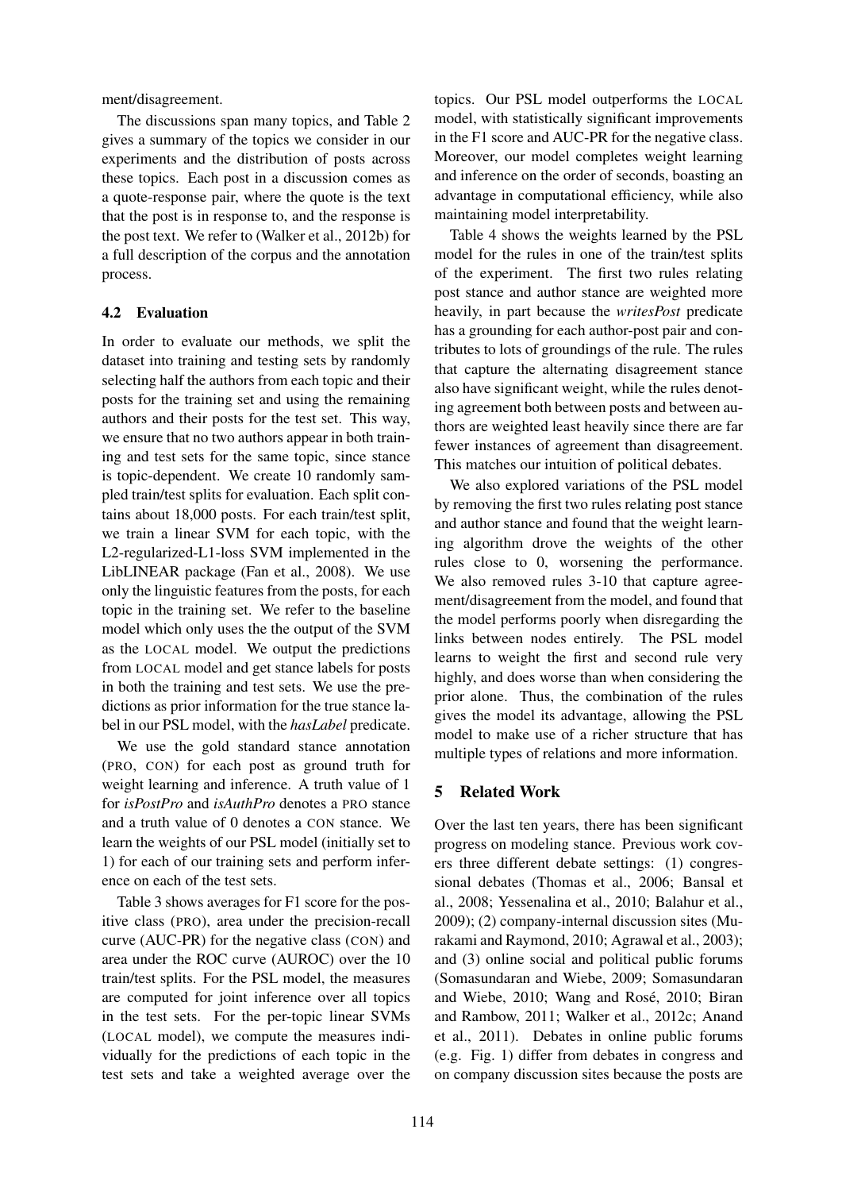ment/disagreement.

The discussions span many topics, and Table 2 gives a summary of the topics we consider in our experiments and the distribution of posts across these topics. Each post in a discussion comes as a quote-response pair, where the quote is the text that the post is in response to, and the response is the post text. We refer to (Walker et al., 2012b) for a full description of the corpus and the annotation process.

### 4.2 Evaluation

In order to evaluate our methods, we split the dataset into training and testing sets by randomly selecting half the authors from each topic and their posts for the training set and using the remaining authors and their posts for the test set. This way, we ensure that no two authors appear in both training and test sets for the same topic, since stance is topic-dependent. We create 10 randomly sampled train/test splits for evaluation. Each split contains about 18,000 posts. For each train/test split, we train a linear SVM for each topic, with the L2-regularized-L1-loss SVM implemented in the LibLINEAR package (Fan et al., 2008). We use only the linguistic features from the posts, for each topic in the training set. We refer to the baseline model which only uses the the output of the SVM as the LOCAL model. We output the predictions from LOCAL model and get stance labels for posts in both the training and test sets. We use the predictions as prior information for the true stance label in our PSL model, with the *hasLabel* predicate.

We use the gold standard stance annotation (PRO, CON) for each post as ground truth for weight learning and inference. A truth value of 1 for *isPostPro* and *isAuthPro* denotes a PRO stance and a truth value of 0 denotes a CON stance. We learn the weights of our PSL model (initially set to 1) for each of our training sets and perform inference on each of the test sets.

Table 3 shows averages for F1 score for the positive class (PRO), area under the precision-recall curve (AUC-PR) for the negative class (CON) and area under the ROC curve (AUROC) over the 10 train/test splits. For the PSL model, the measures are computed for joint inference over all topics in the test sets. For the per-topic linear SVMs (LOCAL model), we compute the measures individually for the predictions of each topic in the test sets and take a weighted average over the topics. Our PSL model outperforms the LOCAL model, with statistically significant improvements in the F1 score and AUC-PR for the negative class. Moreover, our model completes weight learning and inference on the order of seconds, boasting an advantage in computational efficiency, while also maintaining model interpretability.

Table 4 shows the weights learned by the PSL model for the rules in one of the train/test splits of the experiment. The first two rules relating post stance and author stance are weighted more heavily, in part because the *writesPost* predicate has a grounding for each author-post pair and contributes to lots of groundings of the rule. The rules that capture the alternating disagreement stance also have significant weight, while the rules denoting agreement both between posts and between authors are weighted least heavily since there are far fewer instances of agreement than disagreement. This matches our intuition of political debates.

We also explored variations of the PSL model by removing the first two rules relating post stance and author stance and found that the weight learning algorithm drove the weights of the other rules close to 0, worsening the performance. We also removed rules 3-10 that capture agreement/disagreement from the model, and found that the model performs poorly when disregarding the links between nodes entirely. The PSL model learns to weight the first and second rule very highly, and does worse than when considering the prior alone. Thus, the combination of the rules gives the model its advantage, allowing the PSL model to make use of a richer structure that has multiple types of relations and more information.

## 5 Related Work

Over the last ten years, there has been significant progress on modeling stance. Previous work covers three different debate settings: (1) congressional debates (Thomas et al., 2006; Bansal et al., 2008; Yessenalina et al., 2010; Balahur et al., 2009); (2) company-internal discussion sites (Murakami and Raymond, 2010; Agrawal et al., 2003); and (3) online social and political public forums (Somasundaran and Wiebe, 2009; Somasundaran and Wiebe, 2010; Wang and Rosé, 2010; Biran and Rambow, 2011; Walker et al., 2012c; Anand et al., 2011). Debates in online public forums (e.g. Fig. 1) differ from debates in congress and on company discussion sites because the posts are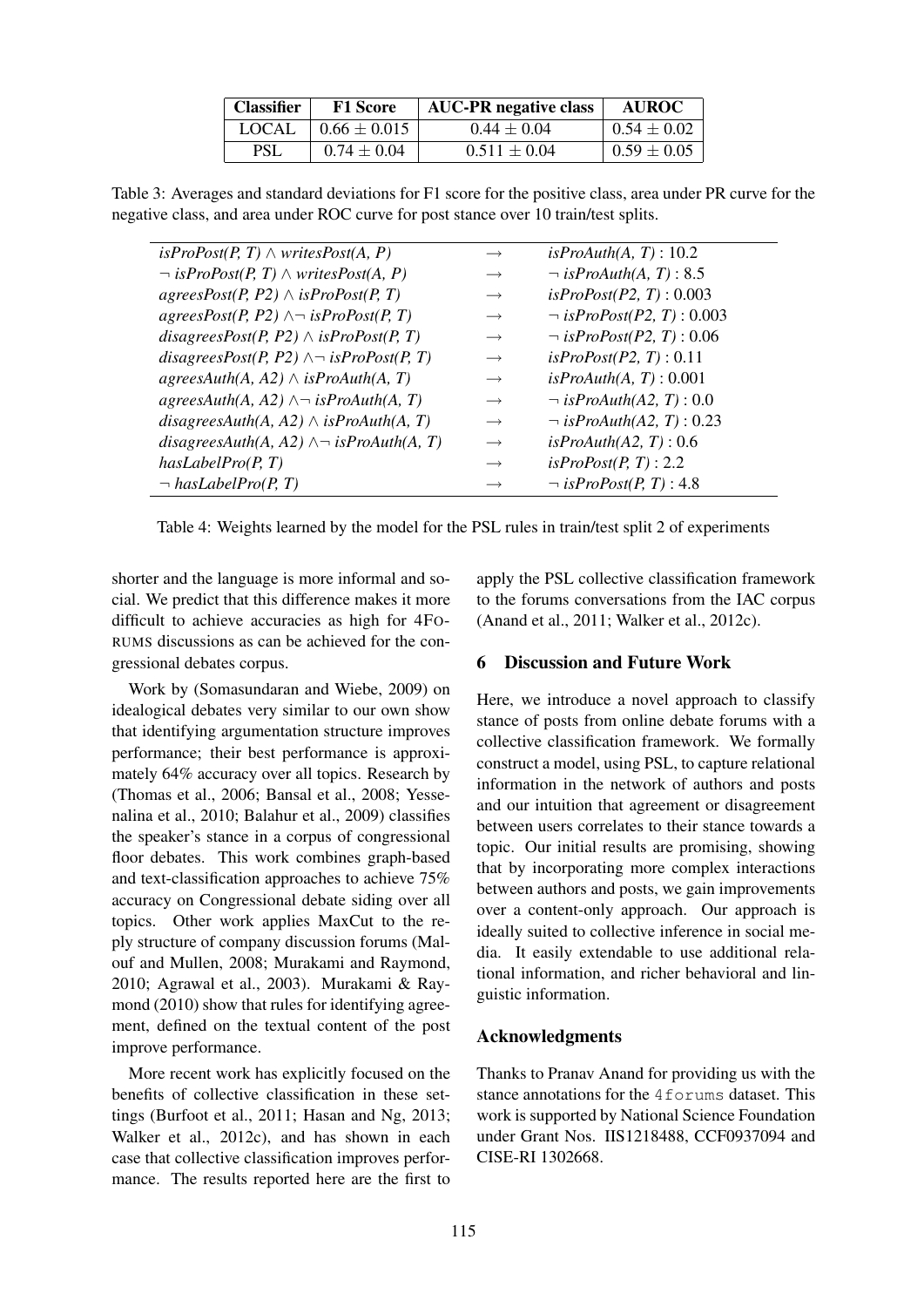| Classifier | F1 Score | AUC-PR negative class | AUROC |
|---|---|---|---|
| LOCAL | $0.66 \pm 0.015$ | $0.44 \pm 0.04$ | $0.54 \pm 0.02$ |
| PSL | $0.74 \pm 0.04$ | $0.511 \pm 0.04$ | $0.59 \pm 0.05$ |

Table 3: Averages and standard deviations for F1 score for the positive class, area under PR curve for the negative class, and area under ROC curve for post stance over 10 train/test splits.

| | | |
|---|---|---|
| $isProPost(P, T) \wedge writesPost(A, P)$ | $\rightarrow$ | $isProAuth(A, T) : 10.2$ |
| $\neg\ isProPost(P, T) \wedge writesPost(A, P)$ | $\rightarrow$ | $\neg\ isProAuth(A, T) : 8.5$ |
| $agreesPost(P, P2) \wedge isProPost(P, T)$ | $\rightarrow$ | $isProPost(P2, T) : 0.003$ |
| $agreesPost(P, P2) \wedge \neg\ isProPost(P, T)$ | $\rightarrow$ | $\neg\ isProPost(P2, T) : 0.003$ |
| $disagreesPost(P, P2) \wedge isProPost(P, T)$ | $\rightarrow$ | $\neg\ isProPost(P2, T) : 0.06$ |
| $disagreesPost(P, P2) \wedge \neg\ isProPost(P, T)$ | $\rightarrow$ | $isProPost(P2, T) : 0.11$ |
| $agreesAuth(A, A2) \wedge isProAuth(A, T)$ | $\rightarrow$ | $isProAuth(A, T) : 0.001$ |
| $agreesAuth(A, A2) \wedge \neg\ isProAuth(A, T)$ | $\rightarrow$ | $\neg\ isProAuth(A2, T) : 0.0$ |
| $disagreesAuth(A, A2) \wedge isProAuth(A, T)$ | $\rightarrow$ | $\neg\ isProAuth(A2, T) : 0.23$ |
| $disagreesAuth(A, A2) \wedge \neg\ isProAuth(A, T)$ | $\rightarrow$ | $isProAuth(A2, T) : 0.6$ |
| $hasLabelPro(P, T)$ | $\rightarrow$ | $isProPost(P, T) : 2.2$ |
| $\neg\ hasLabelPro(P, T)$ | $\rightarrow$ | $\neg\ isProPost(P, T) : 4.8$ |

Table 4: Weights learned by the model for the PSL rules in train/test split 2 of experiments

shorter and the language is more informal and social. We predict that this difference makes it more difficult to achieve accuracies as high for 4FORUMS discussions as can be achieved for the congressional debates corpus.

Work by (Somasundaran and Wiebe, 2009) on idealogical debates very similar to our own show that identifying argumentation structure improves performance; their best performance is approximately 64% accuracy over all topics. Research by (Thomas et al., 2006; Bansal et al., 2008; Yessenalina et al., 2010; Balahur et al., 2009) classifies the speaker's stance in a corpus of congressional floor debates. This work combines graph-based and text-classification approaches to achieve 75% accuracy on Congressional debate siding over all topics. Other work applies MaxCut to the reply structure of company discussion forums (Malouf and Mullen, 2008; Murakami and Raymond, 2010; Agrawal et al., 2003). Murakami & Raymond (2010) show that rules for identifying agreement, defined on the textual content of the post improve performance.

More recent work has explicitly focused on the benefits of collective classification in these settings (Burfoot et al., 2011; Hasan and Ng, 2013; Walker et al., 2012c), and has shown in each case that collective classification improves performance. The results reported here are the first to apply the PSL collective classification framework to the forums conversations from the IAC corpus (Anand et al., 2011; Walker et al., 2012c).

## 6 Discussion and Future Work

Here, we introduce a novel approach to classify stance of posts from online debate forums with a collective classification framework. We formally construct a model, using PSL, to capture relational information in the network of authors and posts and our intuition that agreement or disagreement between users correlates to their stance towards a topic. Our initial results are promising, showing that by incorporating more complex interactions between authors and posts, we gain improvements over a content-only approach. Our approach is ideally suited to collective inference in social media. It easily extendable to use additional relational information, and richer behavioral and linguistic information.

## Acknowledgments

Thanks to Pranav Anand for providing us with the stance annotations for the `4forums` dataset. This work is supported by National Science Foundation under Grant Nos. IIS1218488, CCF0937094 and CISE-RI 1302668.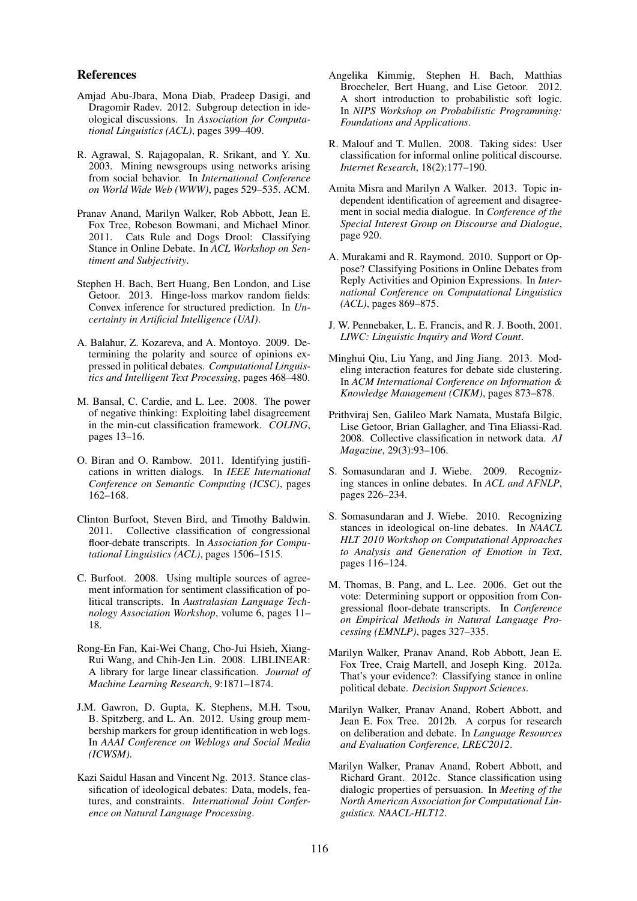## References

Amjad Abu-Jbara, Mona Diab, Pradeep Dasigi, and Dragomir Radev. 2012. Subgroup detection in ideological discussions. In *Association for Computational Linguistics (ACL)*, pages 399–409.

R. Agrawal, S. Rajagopalan, R. Srikant, and Y. Xu. 2003. Mining newsgroups using networks arising from social behavior. In *International Conference on World Wide Web (WWW)*, pages 529–535. ACM.

Pranav Anand, Marilyn Walker, Rob Abbott, Jean E. Fox Tree, Robeson Bowmani, and Michael Minor. 2011. Cats Rule and Dogs Drool: Classifying Stance in Online Debate. In *ACL Workshop on Sentiment and Subjectivity*.

Stephen H. Bach, Bert Huang, Ben London, and Lise Getoor. 2013. Hinge-loss markov random fields: Convex inference for structured prediction. In *Uncertainty in Artificial Intelligence (UAI)*.

A. Balahur, Z. Kozareva, and A. Montoyo. 2009. Determining the polarity and source of opinions expressed in political debates. *Computational Linguistics and Intelligent Text Processing*, pages 468–480.

M. Bansal, C. Cardie, and L. Lee. 2008. The power of negative thinking: Exploiting label disagreement in the min-cut classification framework. *COLING*, pages 13–16.

O. Biran and O. Rambow. 2011. Identifying justifications in written dialogs. In *IEEE International Conference on Semantic Computing (ICSC)*, pages 162–168.

Clinton Burfoot, Steven Bird, and Timothy Baldwin. 2011. Collective classification of congressional floor-debate transcripts. In *Association for Computational Linguistics (ACL)*, pages 1506–1515.

C. Burfoot. 2008. Using multiple sources of agreement information for sentiment classification of political transcripts. In *Australasian Language Technology Association Workshop*, volume 6, pages 11–18.

Rong-En Fan, Kai-Wei Chang, Cho-Jui Hsieh, Xiang-Rui Wang, and Chih-Jen Lin. 2008. LIBLINEAR: A library for large linear classification. *Journal of Machine Learning Research*, 9:1871–1874.

J.M. Gawron, D. Gupta, K. Stephens, M.H. Tsou, B. Spitzberg, and L. An. 2012. Using group membership markers for group identification in web logs. In *AAAI Conference on Weblogs and Social Media (ICWSM)*.

Kazi Saidul Hasan and Vincent Ng. 2013. Stance classification of ideological debates: Data, models, features, and constraints. *International Joint Conference on Natural Language Processing*.

Angelika Kimmig, Stephen H. Bach, Matthias Broecheler, Bert Huang, and Lise Getoor. 2012. A short introduction to probabilistic soft logic. In *NIPS Workshop on Probabilistic Programming: Foundations and Applications*.

R. Malouf and T. Mullen. 2008. Taking sides: User classification for informal online political discourse. *Internet Research*, 18(2):177–190.

Amita Misra and Marilyn A Walker. 2013. Topic independent identification of agreement and disagreement in social media dialogue. In *Conference of the Special Interest Group on Discourse and Dialogue*, page 920.

A. Murakami and R. Raymond. 2010. Support or Oppose? Classifying Positions in Online Debates from Reply Activities and Opinion Expressions. In *International Conference on Computational Linguistics (ACL)*, pages 869–875.

J. W. Pennebaker, L. E. Francis, and R. J. Booth, 2001. *LIWC: Linguistic Inquiry and Word Count*.

Minghui Qiu, Liu Yang, and Jing Jiang. 2013. Modeling interaction features for debate side clustering. In *ACM International Conference on Information & Knowledge Management (CIKM)*, pages 873–878.

Prithviraj Sen, Galileo Mark Namata, Mustafa Bilgic, Lise Getoor, Brian Gallagher, and Tina Eliassi-Rad. 2008. Collective classification in network data. *AI Magazine*, 29(3):93–106.

S. Somasundaran and J. Wiebe. 2009. Recognizing stances in online debates. In *ACL and AFNLP*, pages 226–234.

S. Somasundaran and J. Wiebe. 2010. Recognizing stances in ideological on-line debates. In *NAACL HLT 2010 Workshop on Computational Approaches to Analysis and Generation of Emotion in Text*, pages 116–124.

M. Thomas, B. Pang, and L. Lee. 2006. Get out the vote: Determining support or opposition from Congressional floor-debate transcripts. In *Conference on Empirical Methods in Natural Language Processing (EMNLP)*, pages 327–335.

Marilyn Walker, Pranav Anand, Rob Abbott, Jean E. Fox Tree, Craig Martell, and Joseph King. 2012a. That's your evidence?: Classifying stance in online political debate. *Decision Support Sciences*.

Marilyn Walker, Pranav Anand, Robert Abbott, and Jean E. Fox Tree. 2012b. A corpus for research on deliberation and debate. In *Language Resources and Evaluation Conference, LREC2012*.

Marilyn Walker, Pranav Anand, Robert Abbott, and Richard Grant. 2012c. Stance classification using dialogic properties of persuasion. In *Meeting of the North American Association for Computational Linguistics. NAACL-HLT12*.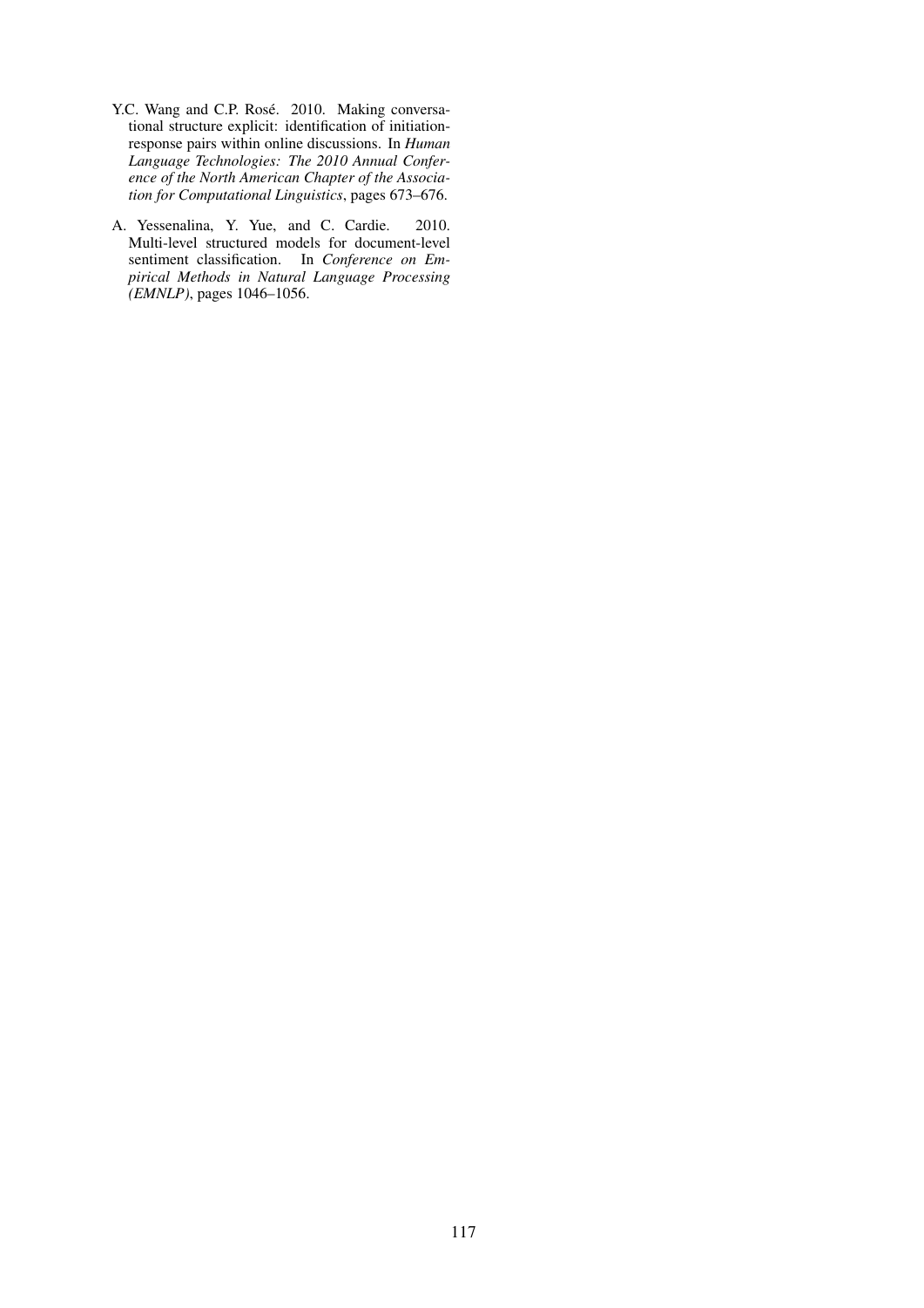Y.C. Wang and C.P. Rosé. 2010. Making conversational structure explicit: identification of initiation-response pairs within online discussions. In *Human Language Technologies: The 2010 Annual Conference of the North American Chapter of the Association for Computational Linguistics*, pages 673–676.

A. Yessenalina, Y. Yue, and C. Cardie. 2010. Multi-level structured models for document-level sentiment classification. In *Conference on Empirical Methods in Natural Language Processing (EMNLP)*, pages 1046–1056.